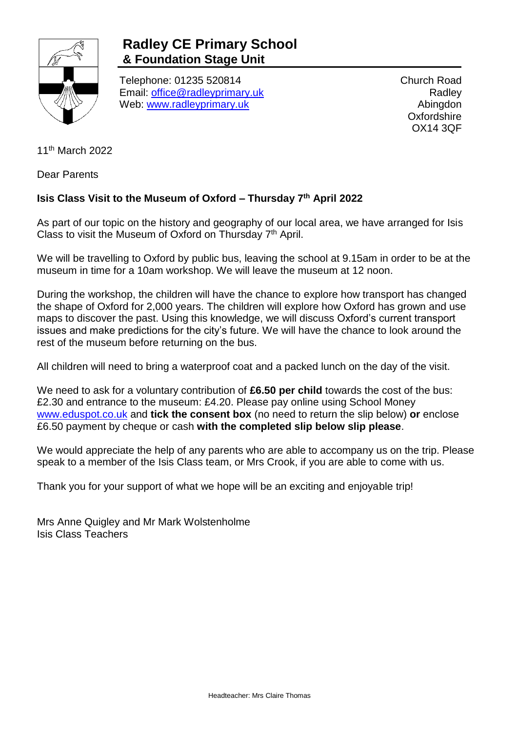# Radley CE Primary School
## & Foundation Stage Unit

Telephone: 01235 520814
Email: office@radleyprimary.uk
Web: www.radleyprimary.uk

Church Road
Radley
Abingdon
Oxfordshire
OX14 3QF

11th March 2022

Dear Parents

**Isis Class Visit to the Museum of Oxford – Thursday 7th April 2022**

As part of our topic on the history and geography of our local area, we have arranged for Isis Class to visit the Museum of Oxford on Thursday 7th April.

We will be travelling to Oxford by public bus, leaving the school at 9.15am in order to be at the museum in time for a 10am workshop. We will leave the museum at 12 noon.

During the workshop, the children will have the chance to explore how transport has changed the shape of Oxford for 2,000 years. The children will explore how Oxford has grown and use maps to discover the past. Using this knowledge, we will discuss Oxford's current transport issues and make predictions for the city's future. We will have the chance to look around the rest of the museum before returning on the bus.

All children will need to bring a waterproof coat and a packed lunch on the day of the visit.

We need to ask for a voluntary contribution of **£6.50 per child** towards the cost of the bus: £2.30 and entrance to the museum: £4.20. Please pay online using School Money www.eduspot.co.uk and **tick the consent box** (no need to return the slip below) **or** enclose £6.50 payment by cheque or cash **with the completed slip below slip please**.

We would appreciate the help of any parents who are able to accompany us on the trip. Please speak to a member of the Isis Class team, or Mrs Crook, if you are able to come with us.

Thank you for your support of what we hope will be an exciting and enjoyable trip!

Mrs Anne Quigley and Mr Mark Wolstenholme
Isis Class Teachers

Headteacher: Mrs Claire Thomas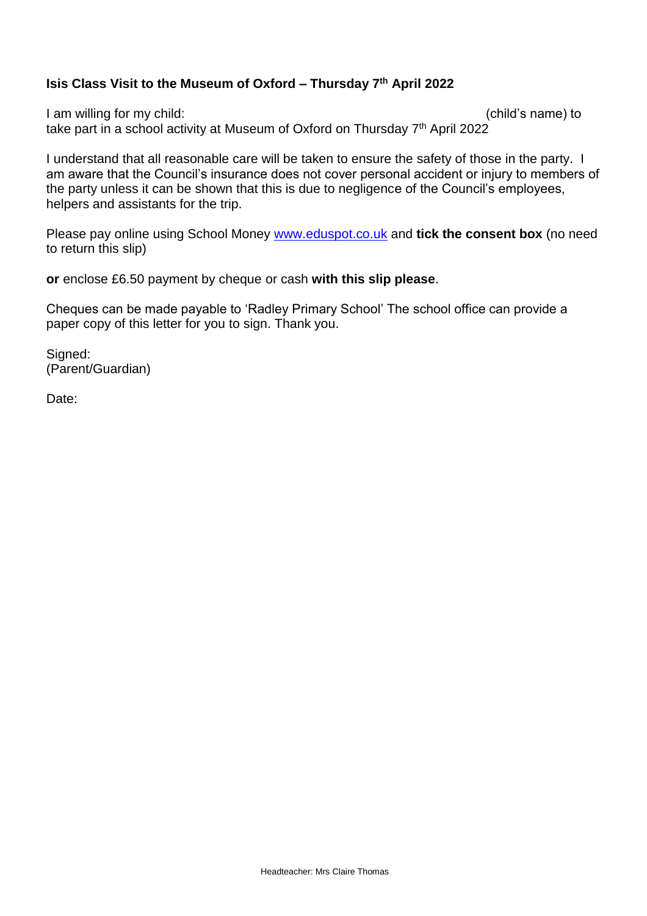**Isis Class Visit to the Museum of Oxford – Thursday 7th April 2022**

I am willing for my child: (child's name) to take part in a school activity at Museum of Oxford on Thursday 7th April 2022

I understand that all reasonable care will be taken to ensure the safety of those in the party. I am aware that the Council's insurance does not cover personal accident or injury to members of the party unless it can be shown that this is due to negligence of the Council's employees, helpers and assistants for the trip.

Please pay online using School Money www.eduspot.co.uk and **tick the consent box** (no need to return this slip)

**or** enclose £6.50 payment by cheque or cash **with this slip please**.

Cheques can be made payable to 'Radley Primary School' The school office can provide a paper copy of this letter for you to sign. Thank you.

Signed:
(Parent/Guardian)

Date:

Headteacher: Mrs Claire Thomas